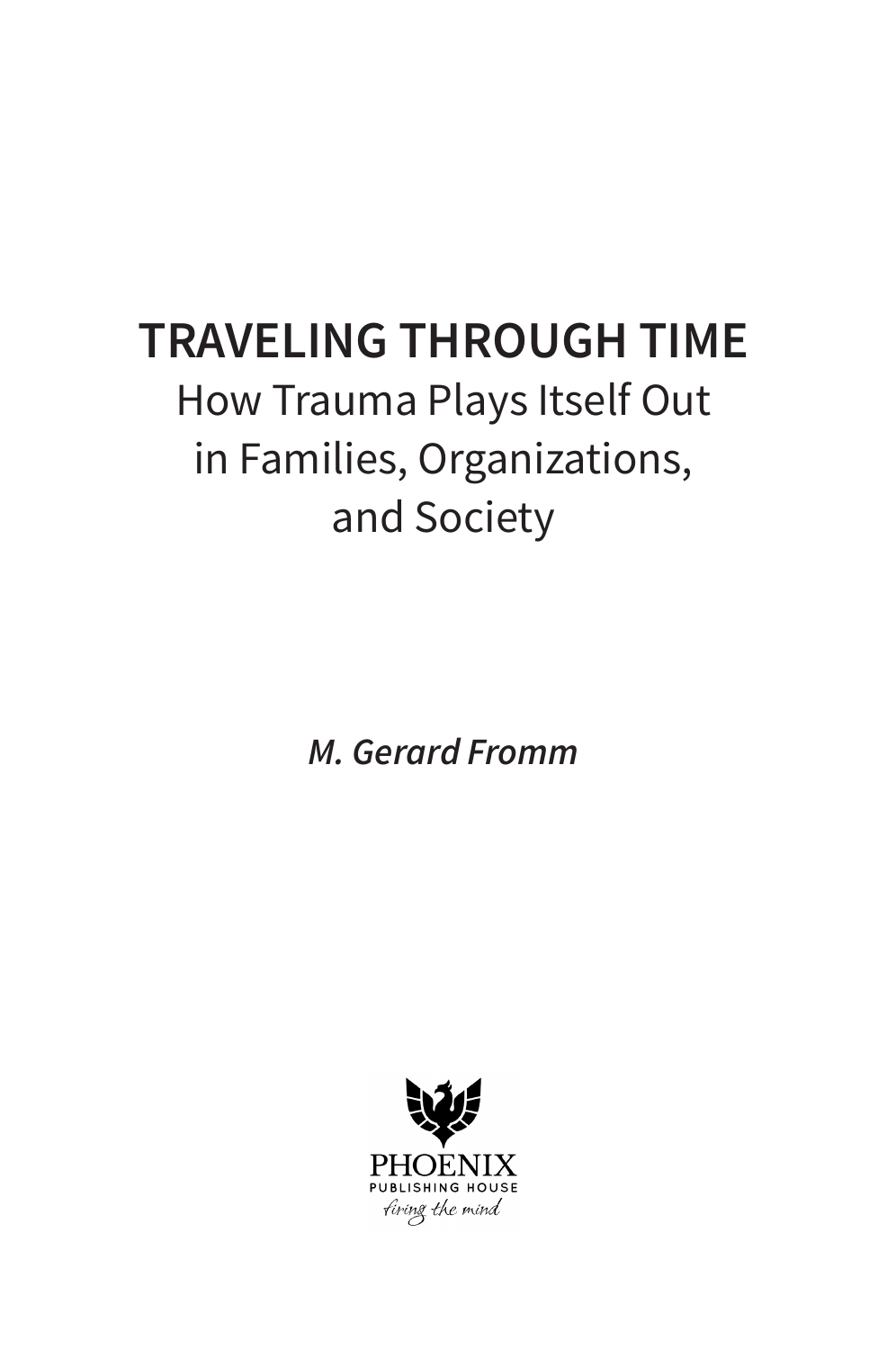# TRAVELING THROUGH TIME

## How Trauma Plays Itself Out in Families, Organizations, and Society

***M. Gerard Fromm***

PHOENIX
PUBLISHING HOUSE
*firing the mind*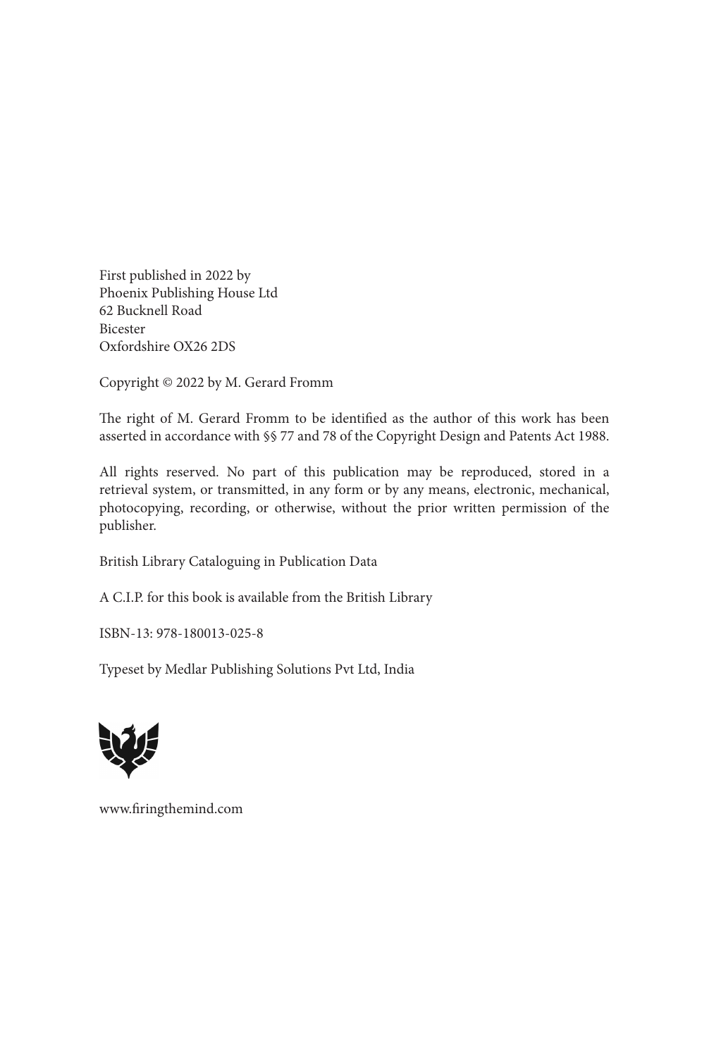First published in 2022 by
Phoenix Publishing House Ltd
62 Bucknell Road
Bicester
Oxfordshire OX26 2DS

Copyright © 2022 by M. Gerard Fromm

The right of M. Gerard Fromm to be identified as the author of this work has been asserted in accordance with §§ 77 and 78 of the Copyright Design and Patents Act 1988.

All rights reserved. No part of this publication may be reproduced, stored in a retrieval system, or transmitted, in any form or by any means, electronic, mechanical, photocopying, recording, or otherwise, without the prior written permission of the publisher.

British Library Cataloguing in Publication Data

A C.I.P. for this book is available from the British Library

ISBN-13: 978-180013-025-8

Typeset by Medlar Publishing Solutions Pvt Ltd, India

www.firingthemind.com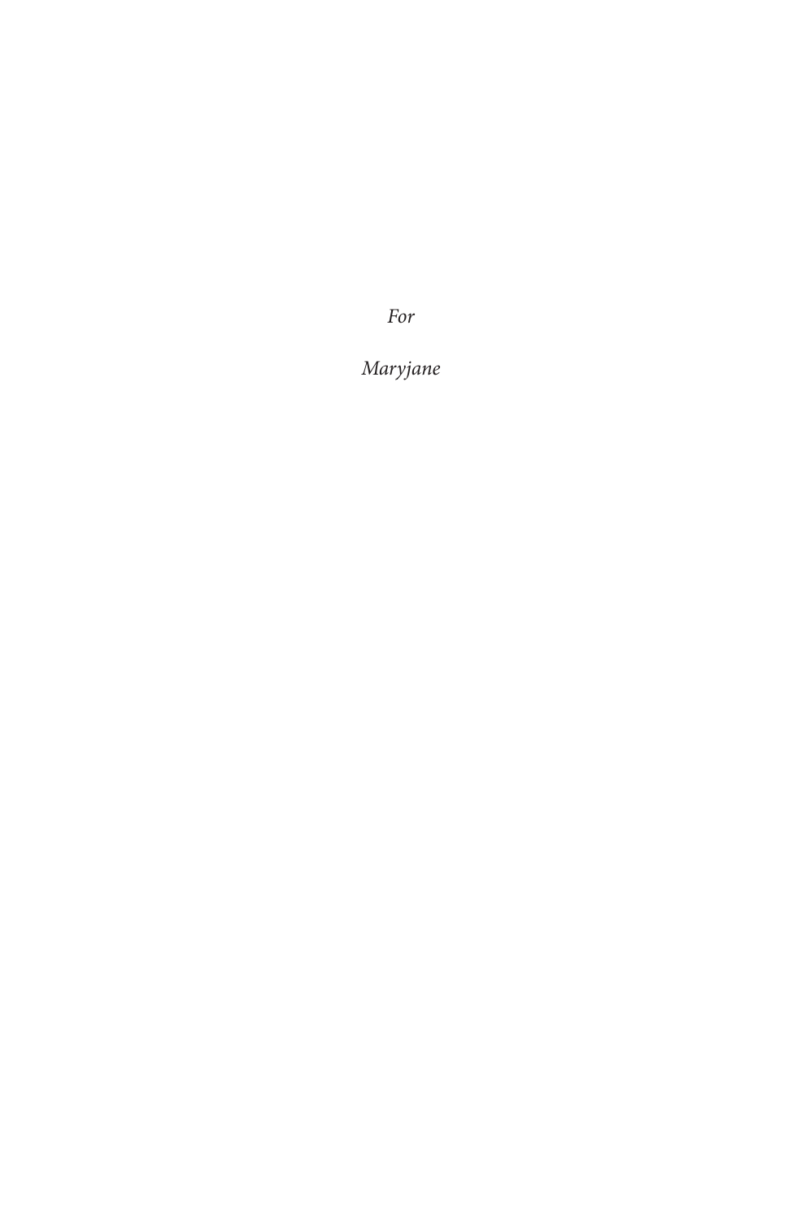*For*

*Maryjane*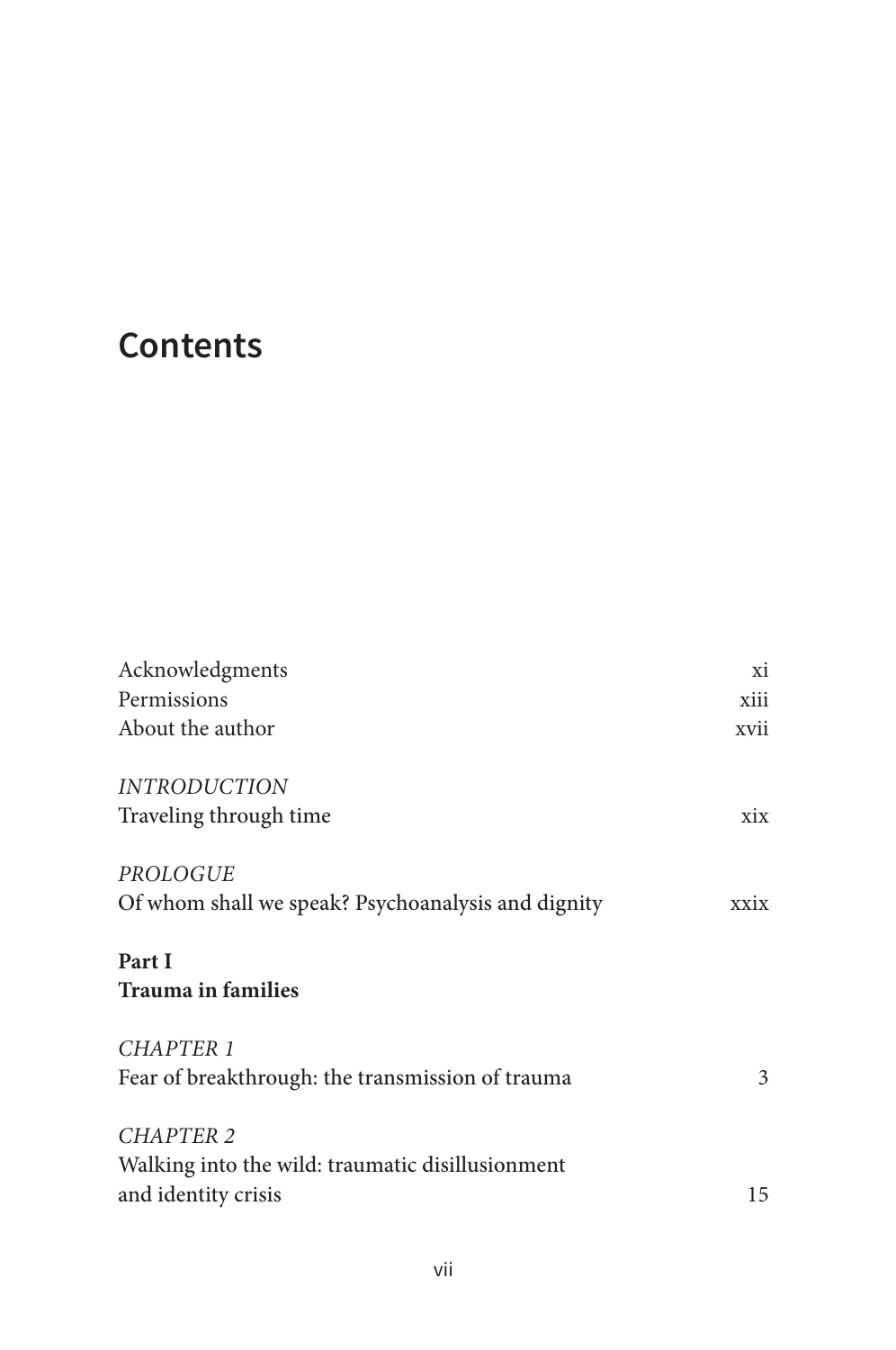# Contents

Acknowledgments xi

Permissions xiii

About the author xvii

*INTRODUCTION*
Traveling through time xix

*PROLOGUE*
Of whom shall we speak? Psychoanalysis and dignity xxix

**Part I**
**Trauma in families**

*CHAPTER 1*
Fear of breakthrough: the transmission of trauma 3

*CHAPTER 2*
Walking into the wild: traumatic disillusionment and identity crisis 15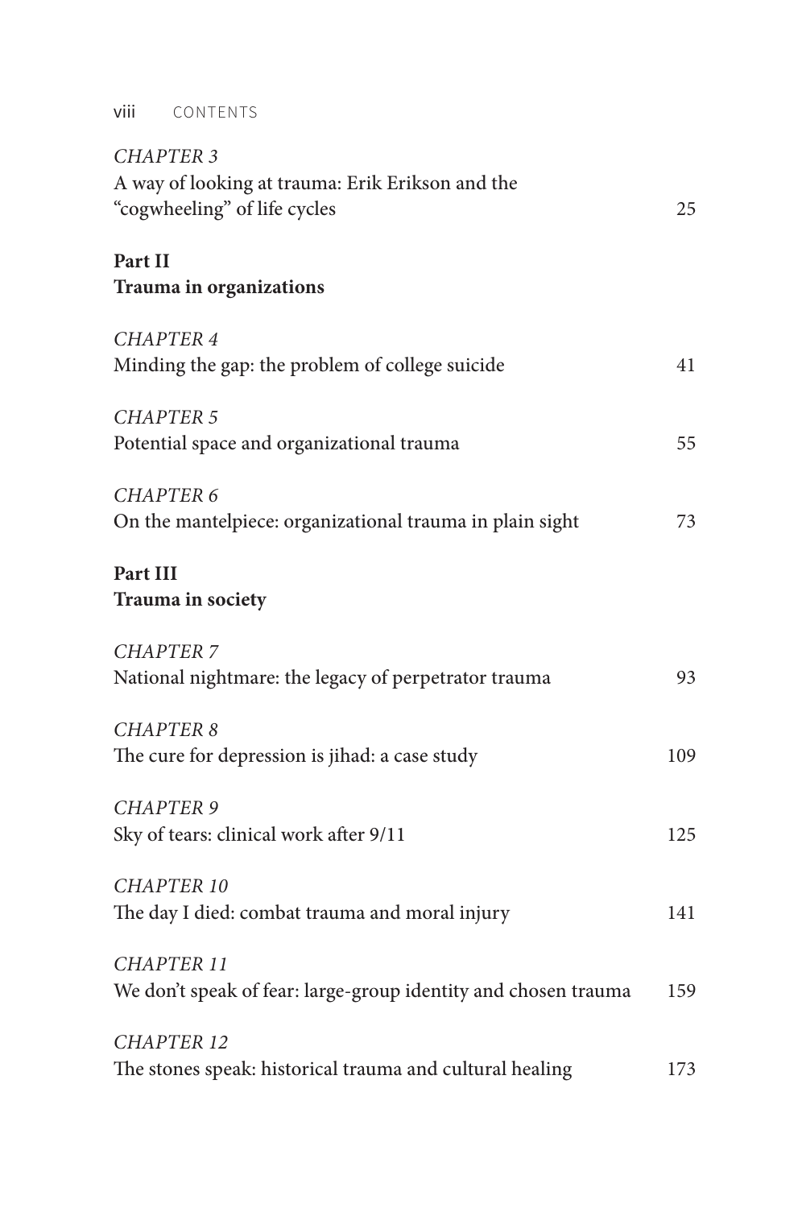*CHAPTER 3*
A way of looking at trauma: Erik Erikson and the "cogwheeling" of life cycles 25

**Part II**
**Trauma in organizations**

*CHAPTER 4*
Minding the gap: the problem of college suicide 41

*CHAPTER 5*
Potential space and organizational trauma 55

*CHAPTER 6*
On the mantelpiece: organizational trauma in plain sight 73

**Part III**
**Trauma in society**

*CHAPTER 7*
National nightmare: the legacy of perpetrator trauma 93

*CHAPTER 8*
The cure for depression is jihad: a case study 109

*CHAPTER 9*
Sky of tears: clinical work after 9/11 125

*CHAPTER 10*
The day I died: combat trauma and moral injury 141

*CHAPTER 11*
We don't speak of fear: large-group identity and chosen trauma 159

*CHAPTER 12*
The stones speak: historical trauma and cultural healing 173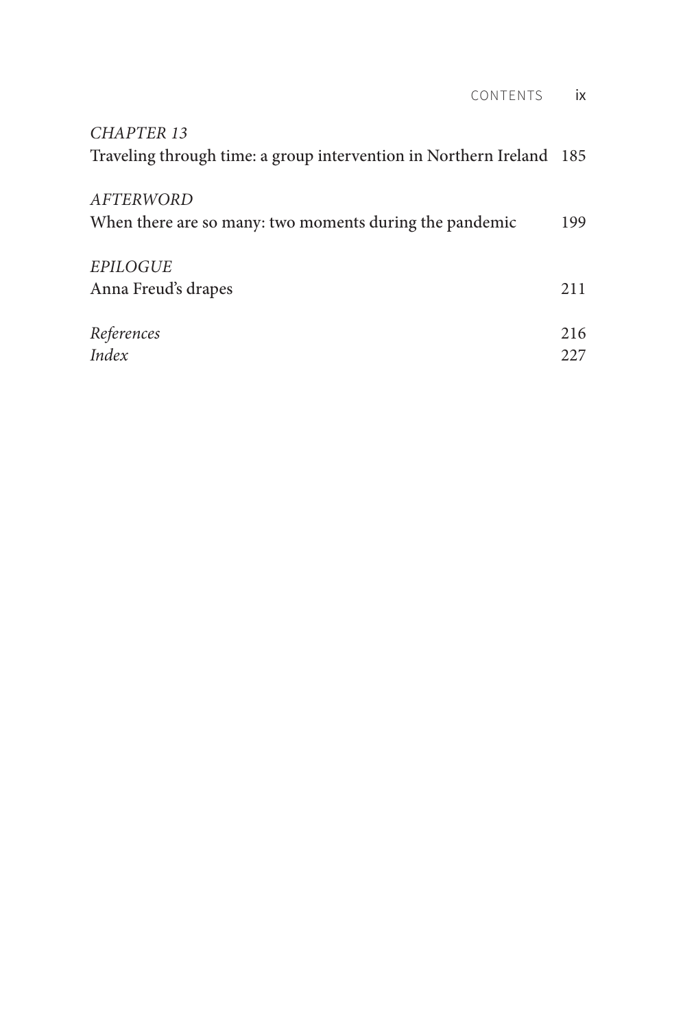*CHAPTER 13*
Traveling through time: a group intervention in Northern Ireland 185

*AFTERWORD*
When there are so many: two moments during the pandemic 199

*EPILOGUE*
Anna Freud's drapes 211

*References* 216
*Index* 227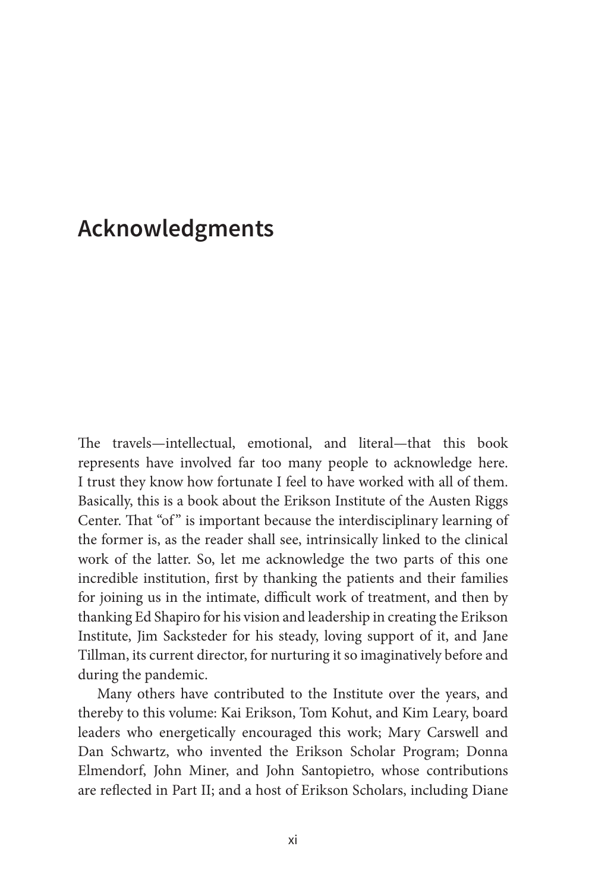# Acknowledgments

The travels—intellectual, emotional, and literal—that this book represents have involved far too many people to acknowledge here. I trust they know how fortunate I feel to have worked with all of them. Basically, this is a book about the Erikson Institute of the Austen Riggs Center. That "of" is important because the interdisciplinary learning of the former is, as the reader shall see, intrinsically linked to the clinical work of the latter. So, let me acknowledge the two parts of this one incredible institution, first by thanking the patients and their families for joining us in the intimate, difficult work of treatment, and then by thanking Ed Shapiro for his vision and leadership in creating the Erikson Institute, Jim Sacksteder for his steady, loving support of it, and Jane Tillman, its current director, for nurturing it so imaginatively before and during the pandemic.

Many others have contributed to the Institute over the years, and thereby to this volume: Kai Erikson, Tom Kohut, and Kim Leary, board leaders who energetically encouraged this work; Mary Carswell and Dan Schwartz, who invented the Erikson Scholar Program; Donna Elmendorf, John Miner, and John Santopietro, whose contributions are reflected in Part II; and a host of Erikson Scholars, including Diane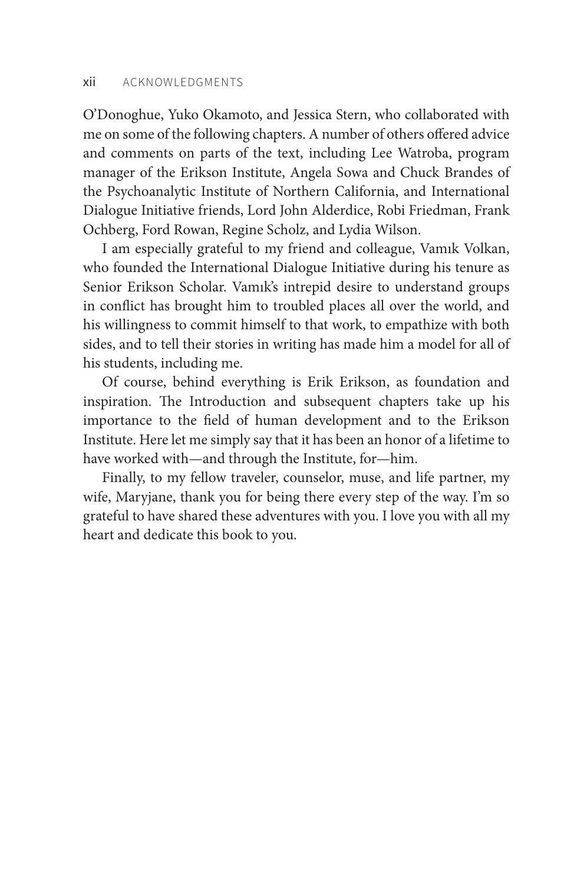O'Donoghue, Yuko Okamoto, and Jessica Stern, who collaborated with me on some of the following chapters. A number of others offered advice and comments on parts of the text, including Lee Watroba, program manager of the Erikson Institute, Angela Sowa and Chuck Brandes of the Psychoanalytic Institute of Northern California, and International Dialogue Initiative friends, Lord John Alderdice, Robi Friedman, Frank Ochberg, Ford Rowan, Regine Scholz, and Lydia Wilson.

I am especially grateful to my friend and colleague, Vamık Volkan, who founded the International Dialogue Initiative during his tenure as Senior Erikson Scholar. Vamık's intrepid desire to understand groups in conflict has brought him to troubled places all over the world, and his willingness to commit himself to that work, to empathize with both sides, and to tell their stories in writing has made him a model for all of his students, including me.

Of course, behind everything is Erik Erikson, as foundation and inspiration. The Introduction and subsequent chapters take up his importance to the field of human development and to the Erikson Institute. Here let me simply say that it has been an honor of a lifetime to have worked with—and through the Institute, for—him.

Finally, to my fellow traveler, counselor, muse, and life partner, my wife, Maryjane, thank you for being there every step of the way. I'm so grateful to have shared these adventures with you. I love you with all my heart and dedicate this book to you.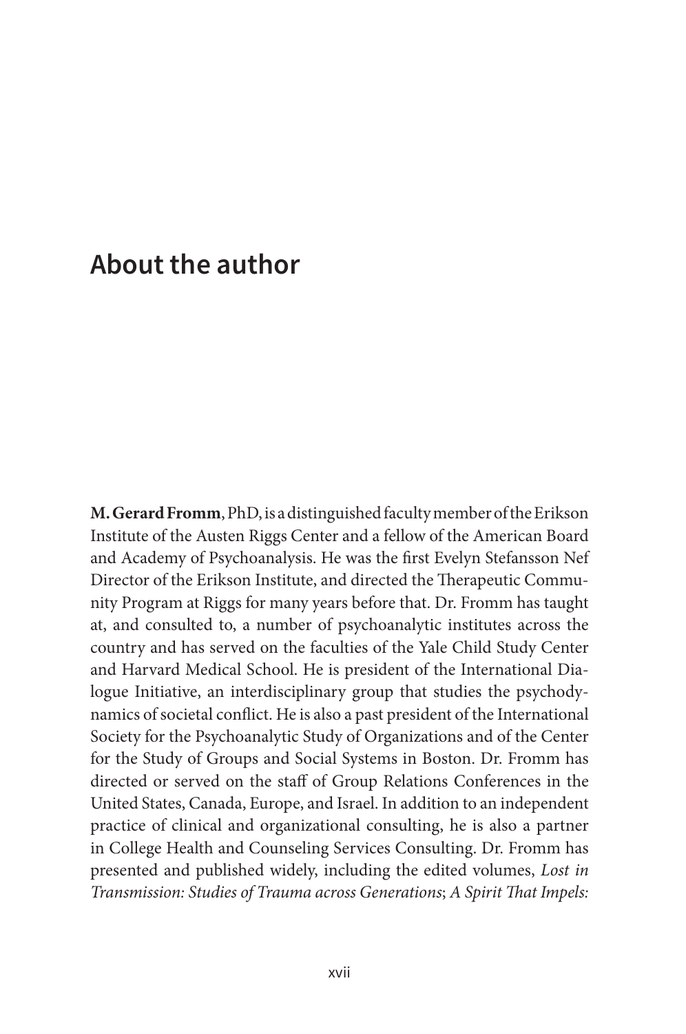# About the author

**M. Gerard Fromm**, PhD, is a distinguished faculty member of the Erikson Institute of the Austen Riggs Center and a fellow of the American Board and Academy of Psychoanalysis. He was the first Evelyn Stefansson Nef Director of the Erikson Institute, and directed the Therapeutic Community Program at Riggs for many years before that. Dr. Fromm has taught at, and consulted to, a number of psychoanalytic institutes across the country and has served on the faculties of the Yale Child Study Center and Harvard Medical School. He is president of the International Dialogue Initiative, an interdisciplinary group that studies the psychodynamics of societal conflict. He is also a past president of the International Society for the Psychoanalytic Study of Organizations and of the Center for the Study of Groups and Social Systems in Boston. Dr. Fromm has directed or served on the staff of Group Relations Conferences in the United States, Canada, Europe, and Israel. In addition to an independent practice of clinical and organizational consulting, he is also a partner in College Health and Counseling Services Consulting. Dr. Fromm has presented and published widely, including the edited volumes, *Lost in Transmission: Studies of Trauma across Generations*; *A Spirit That Impels:*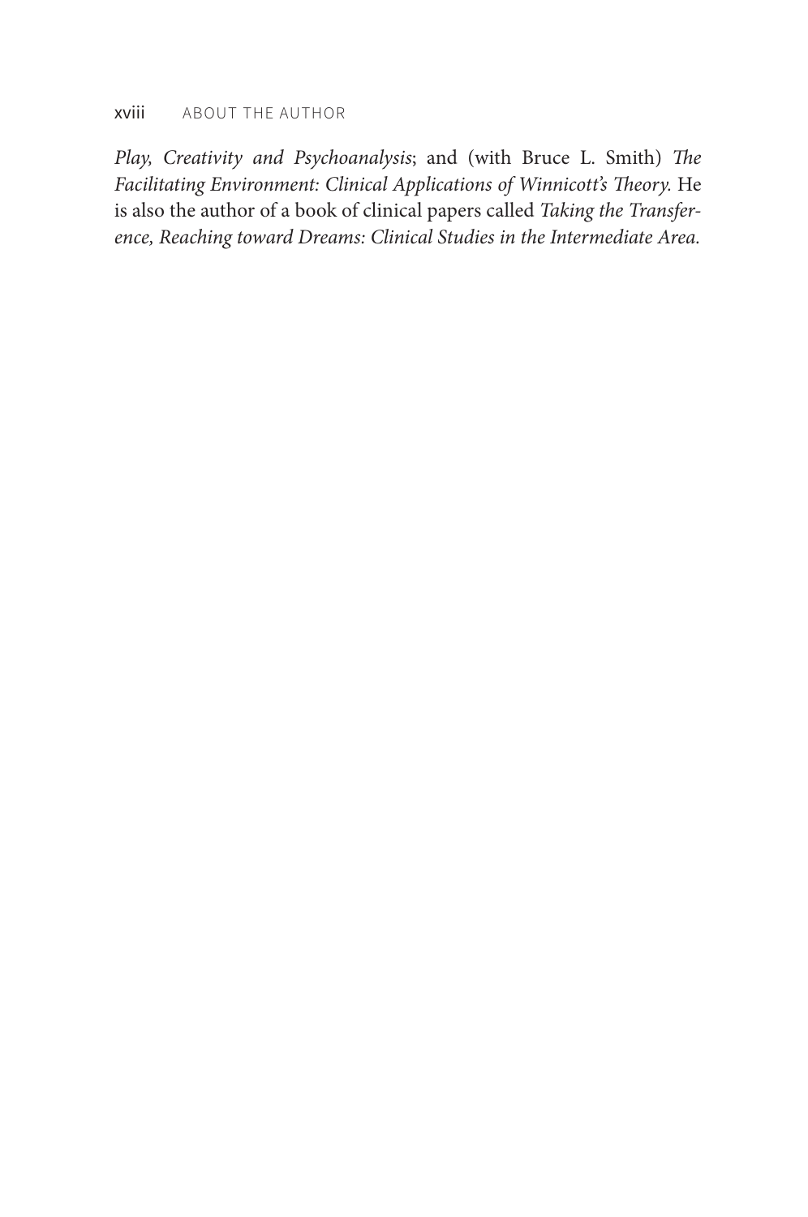*Play, Creativity and Psychoanalysis*; and (with Bruce L. Smith) *The Facilitating Environment: Clinical Applications of Winnicott's Theory.* He is also the author of a book of clinical papers called *Taking the Transference, Reaching toward Dreams: Clinical Studies in the Intermediate Area.*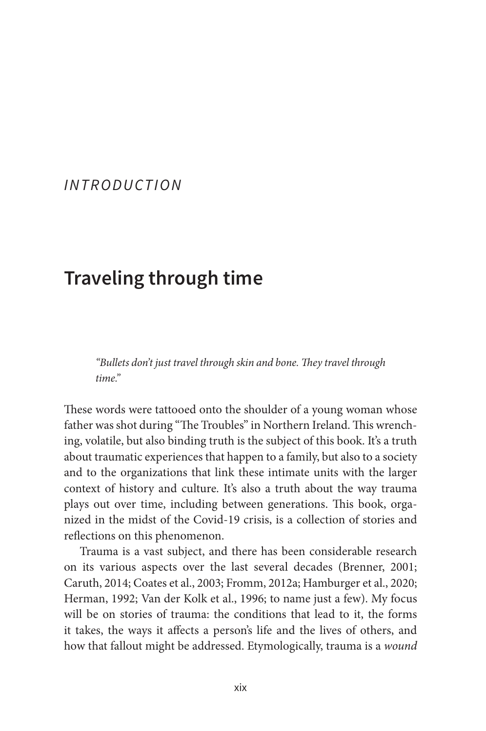*INTRODUCTION*

# Traveling through time

> *"Bullets don't just travel through skin and bone. They travel through time."*

These words were tattooed onto the shoulder of a young woman whose father was shot during "The Troubles" in Northern Ireland. This wrenching, volatile, but also binding truth is the subject of this book. It's a truth about traumatic experiences that happen to a family, but also to a society and to the organizations that link these intimate units with the larger context of history and culture. It's also a truth about the way trauma plays out over time, including between generations. This book, organized in the midst of the Covid-19 crisis, is a collection of stories and reflections on this phenomenon.

Trauma is a vast subject, and there has been considerable research on its various aspects over the last several decades (Brenner, 2001; Caruth, 2014; Coates et al., 2003; Fromm, 2012a; Hamburger et al., 2020; Herman, 1992; Van der Kolk et al., 1996; to name just a few). My focus will be on stories of trauma: the conditions that lead to it, the forms it takes, the ways it affects a person's life and the lives of others, and how that fallout might be addressed. Etymologically, trauma is a *wound*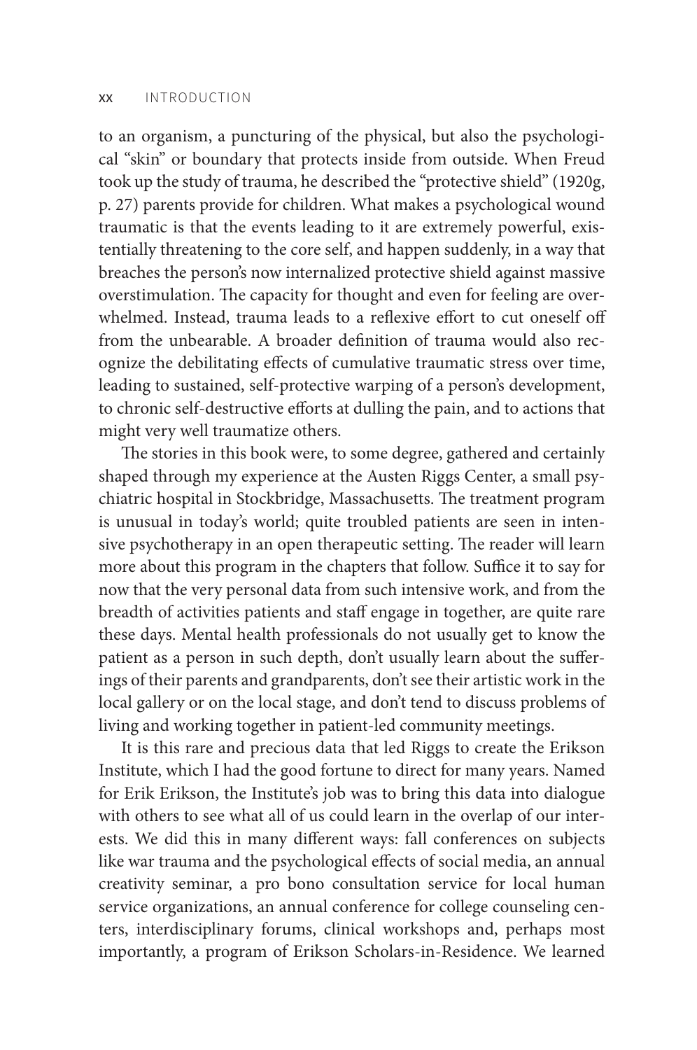to an organism, a puncturing of the physical, but also the psychological "skin" or boundary that protects inside from outside. When Freud took up the study of trauma, he described the "protective shield" (1920g, p. 27) parents provide for children. What makes a psychological wound traumatic is that the events leading to it are extremely powerful, existentially threatening to the core self, and happen suddenly, in a way that breaches the person's now internalized protective shield against massive overstimulation. The capacity for thought and even for feeling are overwhelmed. Instead, trauma leads to a reflexive effort to cut oneself off from the unbearable. A broader definition of trauma would also recognize the debilitating effects of cumulative traumatic stress over time, leading to sustained, self-protective warping of a person's development, to chronic self-destructive efforts at dulling the pain, and to actions that might very well traumatize others.

The stories in this book were, to some degree, gathered and certainly shaped through my experience at the Austen Riggs Center, a small psychiatric hospital in Stockbridge, Massachusetts. The treatment program is unusual in today's world; quite troubled patients are seen in intensive psychotherapy in an open therapeutic setting. The reader will learn more about this program in the chapters that follow. Suffice it to say for now that the very personal data from such intensive work, and from the breadth of activities patients and staff engage in together, are quite rare these days. Mental health professionals do not usually get to know the patient as a person in such depth, don't usually learn about the sufferings of their parents and grandparents, don't see their artistic work in the local gallery or on the local stage, and don't tend to discuss problems of living and working together in patient-led community meetings.

It is this rare and precious data that led Riggs to create the Erikson Institute, which I had the good fortune to direct for many years. Named for Erik Erikson, the Institute's job was to bring this data into dialogue with others to see what all of us could learn in the overlap of our interests. We did this in many different ways: fall conferences on subjects like war trauma and the psychological effects of social media, an annual creativity seminar, a pro bono consultation service for local human service organizations, an annual conference for college counseling centers, interdisciplinary forums, clinical workshops and, perhaps most importantly, a program of Erikson Scholars-in-Residence. We learned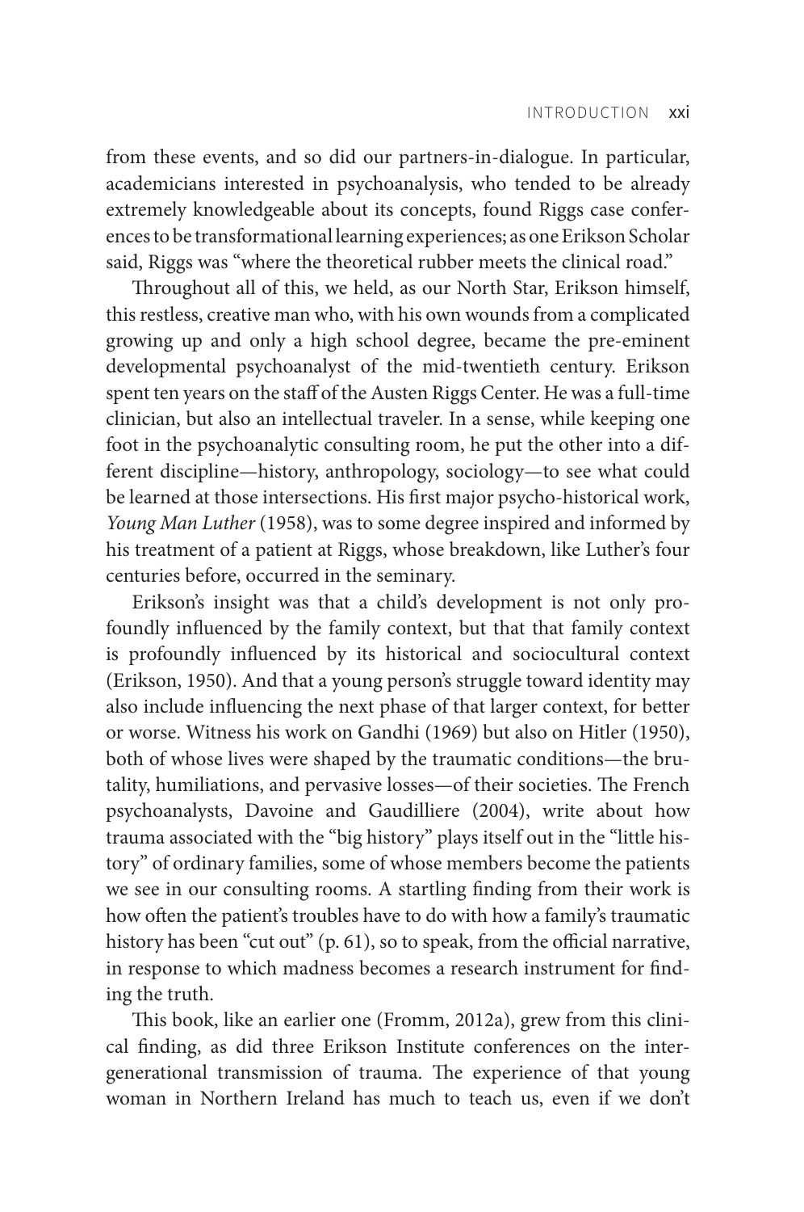from these events, and so did our partners-in-dialogue. In particular, academicians interested in psychoanalysis, who tended to be already extremely knowledgeable about its concepts, found Riggs case conferences to be transformational learning experiences; as one Erikson Scholar said, Riggs was "where the theoretical rubber meets the clinical road."

Throughout all of this, we held, as our North Star, Erikson himself, this restless, creative man who, with his own wounds from a complicated growing up and only a high school degree, became the pre-eminent developmental psychoanalyst of the mid-twentieth century. Erikson spent ten years on the staff of the Austen Riggs Center. He was a full-time clinician, but also an intellectual traveler. In a sense, while keeping one foot in the psychoanalytic consulting room, he put the other into a different discipline—history, anthropology, sociology—to see what could be learned at those intersections. His first major psycho-historical work, *Young Man Luther* (1958), was to some degree inspired and informed by his treatment of a patient at Riggs, whose breakdown, like Luther's four centuries before, occurred in the seminary.

Erikson's insight was that a child's development is not only profoundly influenced by the family context, but that that family context is profoundly influenced by its historical and sociocultural context (Erikson, 1950). And that a young person's struggle toward identity may also include influencing the next phase of that larger context, for better or worse. Witness his work on Gandhi (1969) but also on Hitler (1950), both of whose lives were shaped by the traumatic conditions—the brutality, humiliations, and pervasive losses—of their societies. The French psychoanalysts, Davoine and Gaudilliere (2004), write about how trauma associated with the "big history" plays itself out in the "little history" of ordinary families, some of whose members become the patients we see in our consulting rooms. A startling finding from their work is how often the patient's troubles have to do with how a family's traumatic history has been "cut out" (p. 61), so to speak, from the official narrative, in response to which madness becomes a research instrument for finding the truth.

This book, like an earlier one (Fromm, 2012a), grew from this clinical finding, as did three Erikson Institute conferences on the intergenerational transmission of trauma. The experience of that young woman in Northern Ireland has much to teach us, even if we don't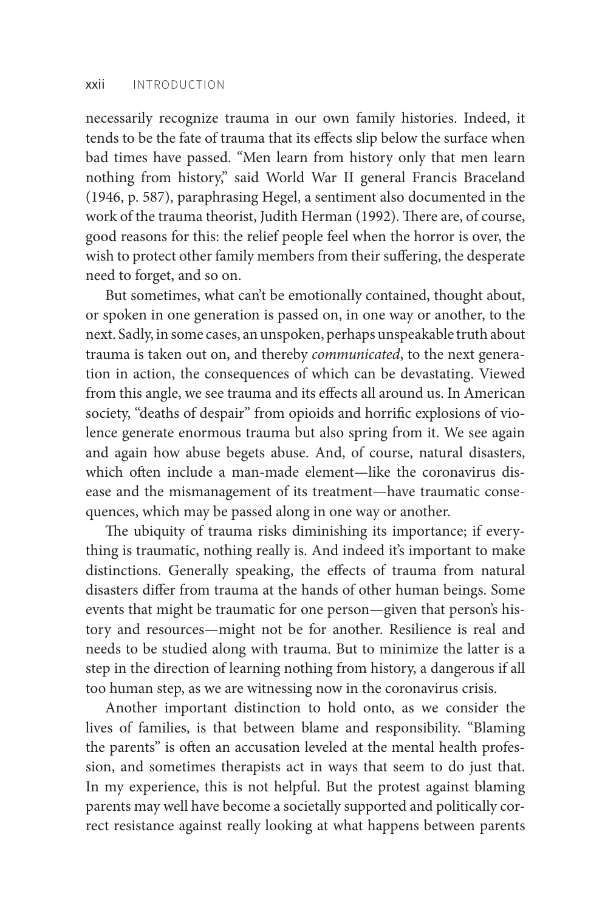necessarily recognize trauma in our own family histories. Indeed, it tends to be the fate of trauma that its effects slip below the surface when bad times have passed. "Men learn from history only that men learn nothing from history," said World War II general Francis Braceland (1946, p. 587), paraphrasing Hegel, a sentiment also documented in the work of the trauma theorist, Judith Herman (1992). There are, of course, good reasons for this: the relief people feel when the horror is over, the wish to protect other family members from their suffering, the desperate need to forget, and so on.

But sometimes, what can't be emotionally contained, thought about, or spoken in one generation is passed on, in one way or another, to the next. Sadly, in some cases, an unspoken, perhaps unspeakable truth about trauma is taken out on, and thereby *communicated*, to the next generation in action, the consequences of which can be devastating. Viewed from this angle, we see trauma and its effects all around us. In American society, "deaths of despair" from opioids and horrific explosions of violence generate enormous trauma but also spring from it. We see again and again how abuse begets abuse. And, of course, natural disasters, which often include a man-made element—like the coronavirus disease and the mismanagement of its treatment—have traumatic consequences, which may be passed along in one way or another.

The ubiquity of trauma risks diminishing its importance; if everything is traumatic, nothing really is. And indeed it's important to make distinctions. Generally speaking, the effects of trauma from natural disasters differ from trauma at the hands of other human beings. Some events that might be traumatic for one person—given that person's history and resources—might not be for another. Resilience is real and needs to be studied along with trauma. But to minimize the latter is a step in the direction of learning nothing from history, a dangerous if all too human step, as we are witnessing now in the coronavirus crisis.

Another important distinction to hold onto, as we consider the lives of families, is that between blame and responsibility. "Blaming the parents" is often an accusation leveled at the mental health profession, and sometimes therapists act in ways that seem to do just that. In my experience, this is not helpful. But the protest against blaming parents may well have become a societally supported and politically correct resistance against really looking at what happens between parents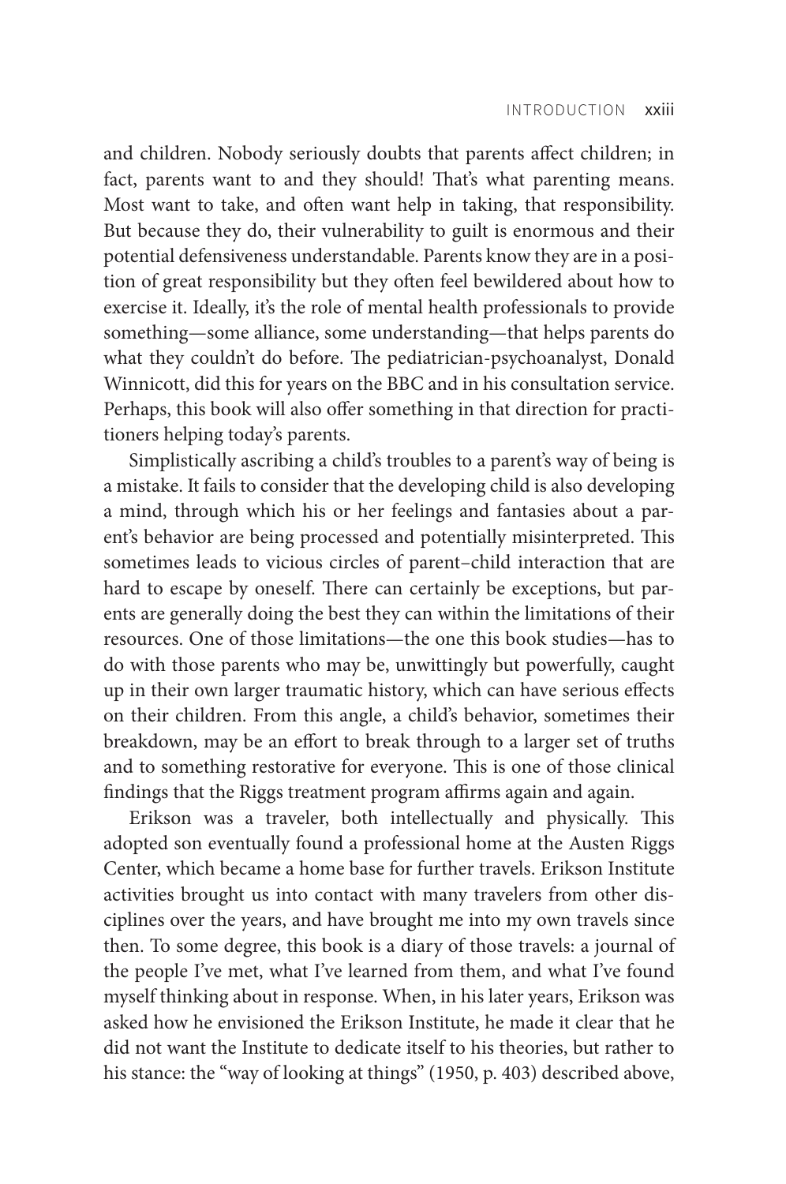and children. Nobody seriously doubts that parents affect children; in fact, parents want to and they should! That's what parenting means. Most want to take, and often want help in taking, that responsibility. But because they do, their vulnerability to guilt is enormous and their potential defensiveness understandable. Parents know they are in a position of great responsibility but they often feel bewildered about how to exercise it. Ideally, it's the role of mental health professionals to provide something—some alliance, some understanding—that helps parents do what they couldn't do before. The pediatrician-psychoanalyst, Donald Winnicott, did this for years on the BBC and in his consultation service. Perhaps, this book will also offer something in that direction for practitioners helping today's parents.

Simplistically ascribing a child's troubles to a parent's way of being is a mistake. It fails to consider that the developing child is also developing a mind, through which his or her feelings and fantasies about a parent's behavior are being processed and potentially misinterpreted. This sometimes leads to vicious circles of parent–child interaction that are hard to escape by oneself. There can certainly be exceptions, but parents are generally doing the best they can within the limitations of their resources. One of those limitations—the one this book studies—has to do with those parents who may be, unwittingly but powerfully, caught up in their own larger traumatic history, which can have serious effects on their children. From this angle, a child's behavior, sometimes their breakdown, may be an effort to break through to a larger set of truths and to something restorative for everyone. This is one of those clinical findings that the Riggs treatment program affirms again and again.

Erikson was a traveler, both intellectually and physically. This adopted son eventually found a professional home at the Austen Riggs Center, which became a home base for further travels. Erikson Institute activities brought us into contact with many travelers from other disciplines over the years, and have brought me into my own travels since then. To some degree, this book is a diary of those travels: a journal of the people I've met, what I've learned from them, and what I've found myself thinking about in response. When, in his later years, Erikson was asked how he envisioned the Erikson Institute, he made it clear that he did not want the Institute to dedicate itself to his theories, but rather to his stance: the "way of looking at things" (1950, p. 403) described above,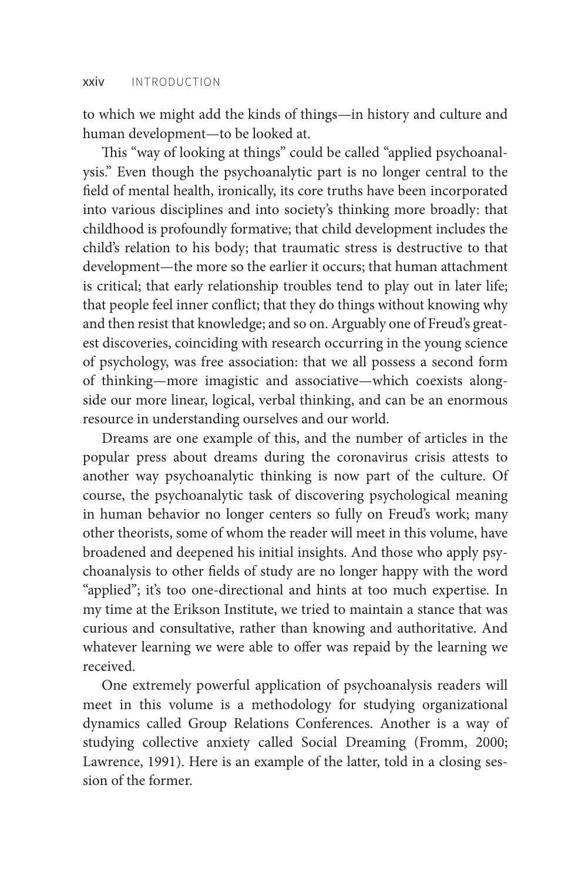to which we might add the kinds of things—in history and culture and human development—to be looked at.

This "way of looking at things" could be called "applied psychoanalysis." Even though the psychoanalytic part is no longer central to the field of mental health, ironically, its core truths have been incorporated into various disciplines and into society's thinking more broadly: that childhood is profoundly formative; that child development includes the child's relation to his body; that traumatic stress is destructive to that development—the more so the earlier it occurs; that human attachment is critical; that early relationship troubles tend to play out in later life; that people feel inner conflict; that they do things without knowing why and then resist that knowledge; and so on. Arguably one of Freud's greatest discoveries, coinciding with research occurring in the young science of psychology, was free association: that we all possess a second form of thinking—more imagistic and associative—which coexists alongside our more linear, logical, verbal thinking, and can be an enormous resource in understanding ourselves and our world.

Dreams are one example of this, and the number of articles in the popular press about dreams during the coronavirus crisis attests to another way psychoanalytic thinking is now part of the culture. Of course, the psychoanalytic task of discovering psychological meaning in human behavior no longer centers so fully on Freud's work; many other theorists, some of whom the reader will meet in this volume, have broadened and deepened his initial insights. And those who apply psychoanalysis to other fields of study are no longer happy with the word "applied"; it's too one-directional and hints at too much expertise. In my time at the Erikson Institute, we tried to maintain a stance that was curious and consultative, rather than knowing and authoritative. And whatever learning we were able to offer was repaid by the learning we received.

One extremely powerful application of psychoanalysis readers will meet in this volume is a methodology for studying organizational dynamics called Group Relations Conferences. Another is a way of studying collective anxiety called Social Dreaming (Fromm, 2000; Lawrence, 1991). Here is an example of the latter, told in a closing session of the former.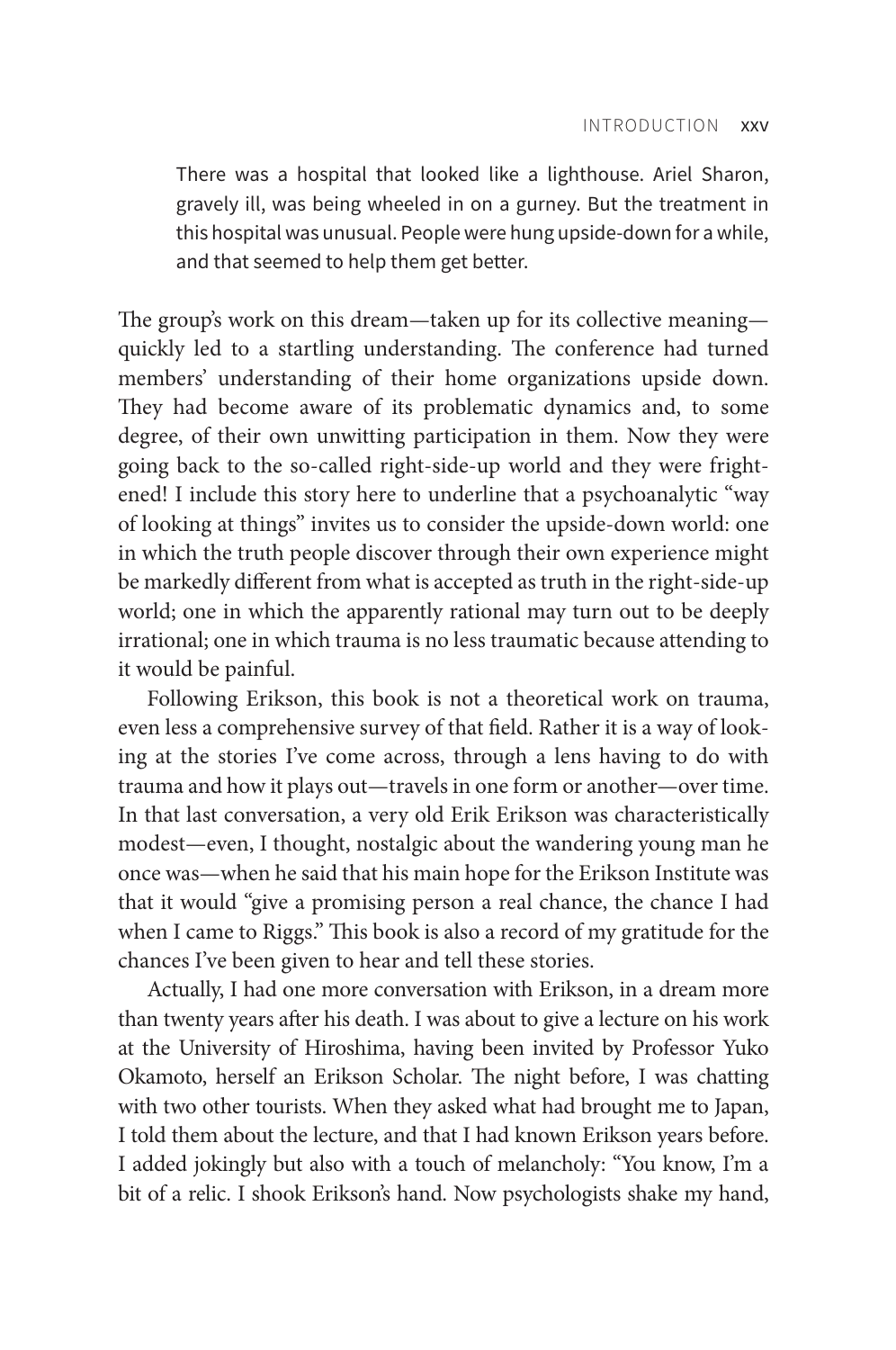> There was a hospital that looked like a lighthouse. Ariel Sharon, gravely ill, was being wheeled in on a gurney. But the treatment in this hospital was unusual. People were hung upside-down for a while, and that seemed to help them get better.

The group's work on this dream—taken up for its collective meaning—quickly led to a startling understanding. The conference had turned members' understanding of their home organizations upside down. They had become aware of its problematic dynamics and, to some degree, of their own unwitting participation in them. Now they were going back to the so-called right-side-up world and they were frightened! I include this story here to underline that a psychoanalytic "way of looking at things" invites us to consider the upside-down world: one in which the truth people discover through their own experience might be markedly different from what is accepted as truth in the right-side-up world; one in which the apparently rational may turn out to be deeply irrational; one in which trauma is no less traumatic because attending to it would be painful.

Following Erikson, this book is not a theoretical work on trauma, even less a comprehensive survey of that field. Rather it is a way of looking at the stories I've come across, through a lens having to do with trauma and how it plays out—travels in one form or another—over time. In that last conversation, a very old Erik Erikson was characteristically modest—even, I thought, nostalgic about the wandering young man he once was—when he said that his main hope for the Erikson Institute was that it would "give a promising person a real chance, the chance I had when I came to Riggs." This book is also a record of my gratitude for the chances I've been given to hear and tell these stories.

Actually, I had one more conversation with Erikson, in a dream more than twenty years after his death. I was about to give a lecture on his work at the University of Hiroshima, having been invited by Professor Yuko Okamoto, herself an Erikson Scholar. The night before, I was chatting with two other tourists. When they asked what had brought me to Japan, I told them about the lecture, and that I had known Erikson years before. I added jokingly but also with a touch of melancholy: "You know, I'm a bit of a relic. I shook Erikson's hand. Now psychologists shake my hand,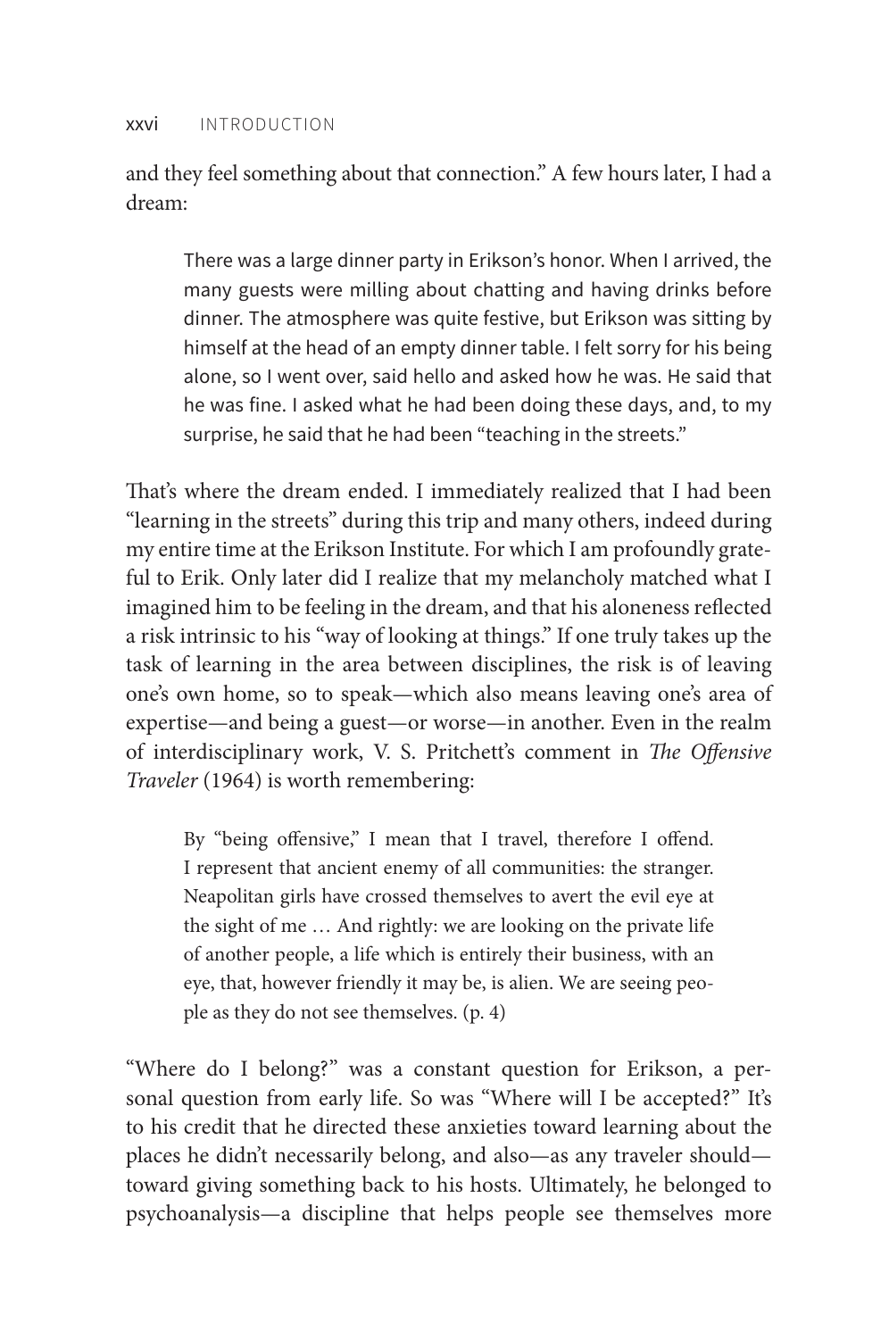and they feel something about that connection." A few hours later, I had a dream:

> There was a large dinner party in Erikson's honor. When I arrived, the many guests were milling about chatting and having drinks before dinner. The atmosphere was quite festive, but Erikson was sitting by himself at the head of an empty dinner table. I felt sorry for his being alone, so I went over, said hello and asked how he was. He said that he was fine. I asked what he had been doing these days, and, to my surprise, he said that he had been "teaching in the streets."

That's where the dream ended. I immediately realized that I had been "learning in the streets" during this trip and many others, indeed during my entire time at the Erikson Institute. For which I am profoundly grateful to Erik. Only later did I realize that my melancholy matched what I imagined him to be feeling in the dream, and that his aloneness reflected a risk intrinsic to his "way of looking at things." If one truly takes up the task of learning in the area between disciplines, the risk is of leaving one's own home, so to speak—which also means leaving one's area of expertise—and being a guest—or worse—in another. Even in the realm of interdisciplinary work, V. S. Pritchett's comment in *The Offensive Traveler* (1964) is worth remembering:

> By "being offensive," I mean that I travel, therefore I offend. I represent that ancient enemy of all communities: the stranger. Neapolitan girls have crossed themselves to avert the evil eye at the sight of me … And rightly: we are looking on the private life of another people, a life which is entirely their business, with an eye, that, however friendly it may be, is alien. We are seeing people as they do not see themselves. (p. 4)

"Where do I belong?" was a constant question for Erikson, a personal question from early life. So was "Where will I be accepted?" It's to his credit that he directed these anxieties toward learning about the places he didn't necessarily belong, and also—as any traveler should—toward giving something back to his hosts. Ultimately, he belonged to psychoanalysis—a discipline that helps people see themselves more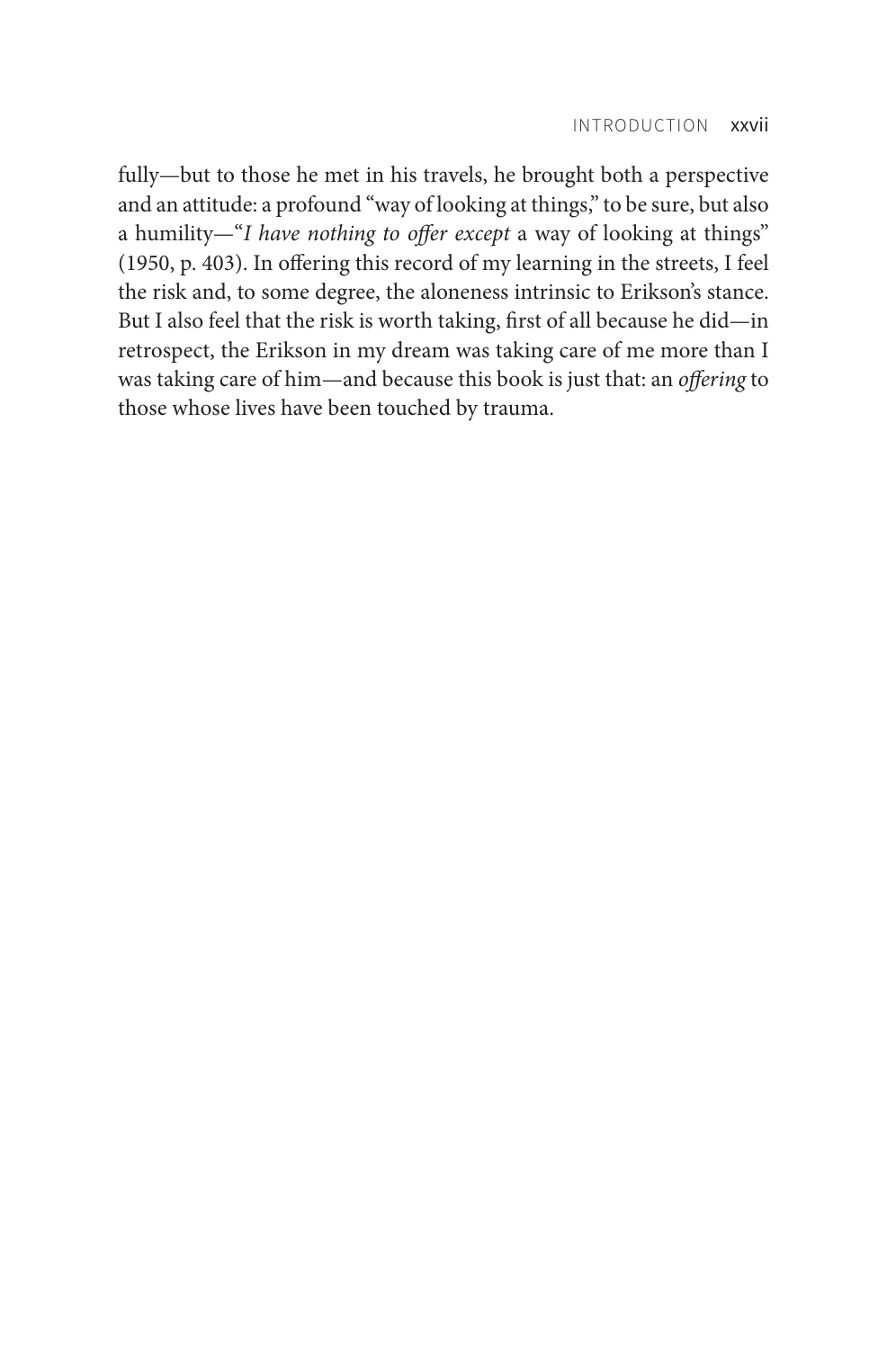fully—but to those he met in his travels, he brought both a perspective and an attitude: a profound "way of looking at things," to be sure, but also a humility—"*I have nothing to offer except* a way of looking at things" (1950, p. 403). In offering this record of my learning in the streets, I feel the risk and, to some degree, the aloneness intrinsic to Erikson's stance. But I also feel that the risk is worth taking, first of all because he did—in retrospect, the Erikson in my dream was taking care of me more than I was taking care of him—and because this book is just that: an *offering* to those whose lives have been touched by trauma.